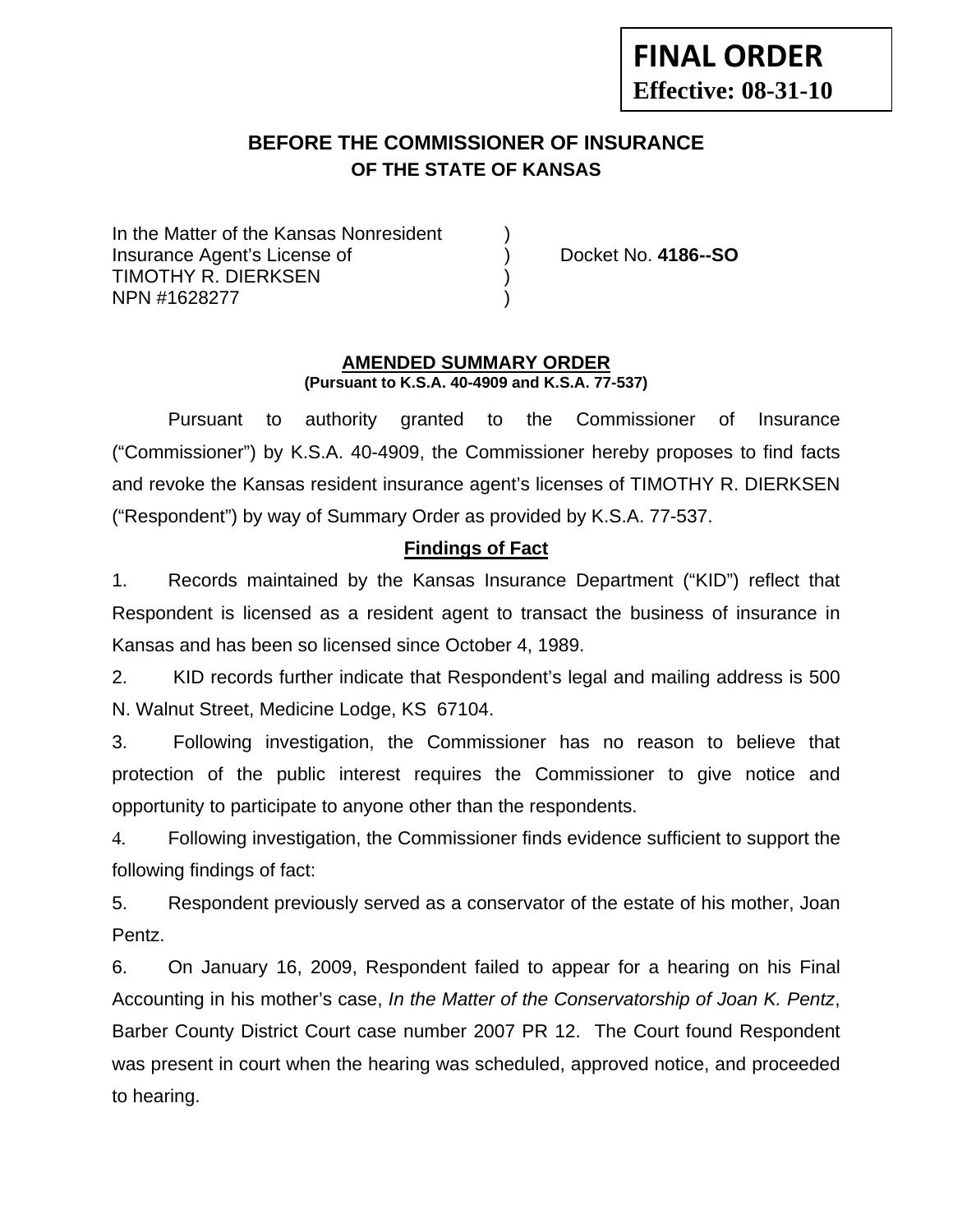**FINAL ORDER**
**Effective: 08-31-10**

# BEFORE THE COMMISSIONER OF INSURANCE
## OF THE STATE OF KANSAS

In the Matter of the Kansas Nonresident )
Insurance Agent's License of ) Docket No. **4186--SO**
TIMOTHY R. DIERKSEN )
NPN #1628277 )

**AMENDED SUMMARY ORDER**
**(Pursuant to K.S.A. 40-4909 and K.S.A. 77-537)**

Pursuant to authority granted to the Commissioner of Insurance ("Commissioner") by K.S.A. 40-4909, the Commissioner hereby proposes to find facts and revoke the Kansas resident insurance agent's licenses of TIMOTHY R. DIERKSEN ("Respondent") by way of Summary Order as provided by K.S.A. 77-537.

**Findings of Fact**

1. Records maintained by the Kansas Insurance Department ("KID") reflect that Respondent is licensed as a resident agent to transact the business of insurance in Kansas and has been so licensed since October 4, 1989.

2. KID records further indicate that Respondent's legal and mailing address is 500 N. Walnut Street, Medicine Lodge, KS 67104.

3. Following investigation, the Commissioner has no reason to believe that protection of the public interest requires the Commissioner to give notice and opportunity to participate to anyone other than the respondents.

4. Following investigation, the Commissioner finds evidence sufficient to support the following findings of fact:

5. Respondent previously served as a conservator of the estate of his mother, Joan Pentz.

6. On January 16, 2009, Respondent failed to appear for a hearing on his Final Accounting in his mother's case, *In the Matter of the Conservatorship of Joan K. Pentz*, Barber County District Court case number 2007 PR 12. The Court found Respondent was present in court when the hearing was scheduled, approved notice, and proceeded to hearing.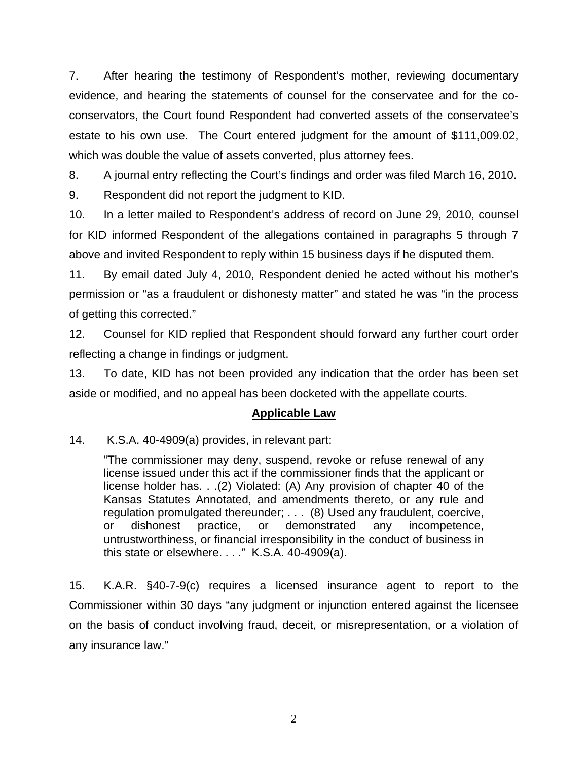7. After hearing the testimony of Respondent's mother, reviewing documentary evidence, and hearing the statements of counsel for the conservatee and for the co-conservators, the Court found Respondent had converted assets of the conservatee's estate to his own use. The Court entered judgment for the amount of $111,009.02, which was double the value of assets converted, plus attorney fees.

8. A journal entry reflecting the Court's findings and order was filed March 16, 2010.

9. Respondent did not report the judgment to KID.

10. In a letter mailed to Respondent's address of record on June 29, 2010, counsel for KID informed Respondent of the allegations contained in paragraphs 5 through 7 above and invited Respondent to reply within 15 business days if he disputed them.

11. By email dated July 4, 2010, Respondent denied he acted without his mother's permission or "as a fraudulent or dishonesty matter" and stated he was "in the process of getting this corrected."

12. Counsel for KID replied that Respondent should forward any further court order reflecting a change in findings or judgment.

13. To date, KID has not been provided any indication that the order has been set aside or modified, and no appeal has been docketed with the appellate courts.

## Applicable Law

14. K.S.A. 40-4909(a) provides, in relevant part:

> "The commissioner may deny, suspend, revoke or refuse renewal of any license issued under this act if the commissioner finds that the applicant or license holder has. . .(2) Violated: (A) Any provision of chapter 40 of the Kansas Statutes Annotated, and amendments thereto, or any rule and regulation promulgated thereunder; . . . (8) Used any fraudulent, coercive, or dishonest practice, or demonstrated any incompetence, untrustworthiness, or financial irresponsibility in the conduct of business in this state or elsewhere. . . ." K.S.A. 40-4909(a).

15. K.A.R. §40-7-9(c) requires a licensed insurance agent to report to the Commissioner within 30 days "any judgment or injunction entered against the licensee on the basis of conduct involving fraud, deceit, or misrepresentation, or a violation of any insurance law."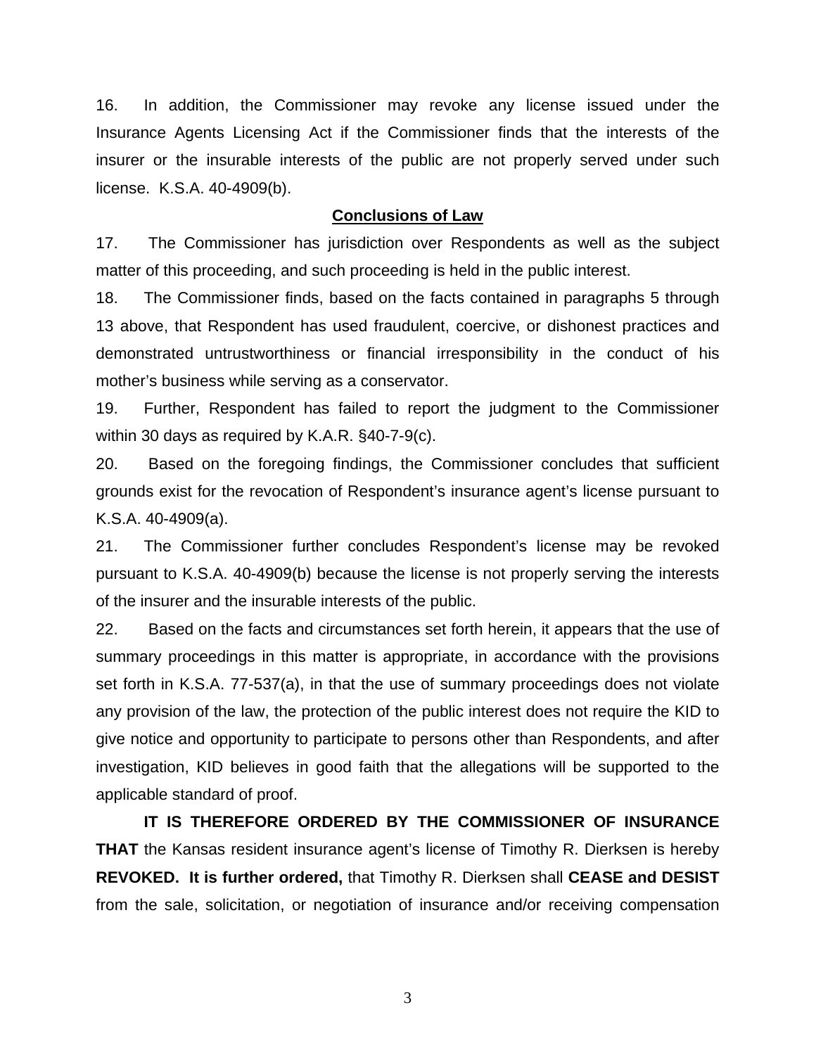16. In addition, the Commissioner may revoke any license issued under the Insurance Agents Licensing Act if the Commissioner finds that the interests of the insurer or the insurable interests of the public are not properly served under such license. K.S.A. 40-4909(b).

## Conclusions of Law

17. The Commissioner has jurisdiction over Respondents as well as the subject matter of this proceeding, and such proceeding is held in the public interest.

18. The Commissioner finds, based on the facts contained in paragraphs 5 through 13 above, that Respondent has used fraudulent, coercive, or dishonest practices and demonstrated untrustworthiness or financial irresponsibility in the conduct of his mother's business while serving as a conservator.

19. Further, Respondent has failed to report the judgment to the Commissioner within 30 days as required by K.A.R. §40-7-9(c).

20. Based on the foregoing findings, the Commissioner concludes that sufficient grounds exist for the revocation of Respondent's insurance agent's license pursuant to K.S.A. 40-4909(a).

21. The Commissioner further concludes Respondent's license may be revoked pursuant to K.S.A. 40-4909(b) because the license is not properly serving the interests of the insurer and the insurable interests of the public.

22. Based on the facts and circumstances set forth herein, it appears that the use of summary proceedings in this matter is appropriate, in accordance with the provisions set forth in K.S.A. 77-537(a), in that the use of summary proceedings does not violate any provision of the law, the protection of the public interest does not require the KID to give notice and opportunity to participate to persons other than Respondents, and after investigation, KID believes in good faith that the allegations will be supported to the applicable standard of proof.

**IT IS THEREFORE ORDERED BY THE COMMISSIONER OF INSURANCE THAT** the Kansas resident insurance agent's license of Timothy R. Dierksen is hereby **REVOKED. It is further ordered,** that Timothy R. Dierksen shall **CEASE and DESIST** from the sale, solicitation, or negotiation of insurance and/or receiving compensation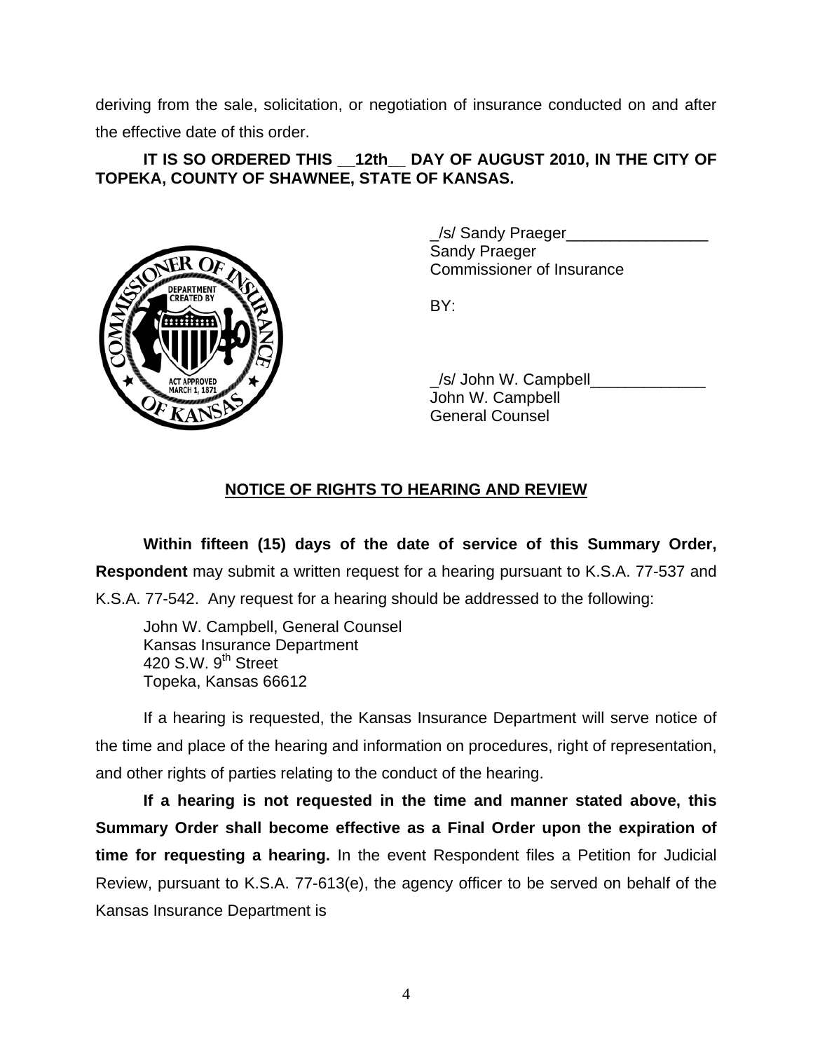deriving from the sale, solicitation, or negotiation of insurance conducted on and after the effective date of this order.

**IT IS SO ORDERED THIS __12th__ DAY OF AUGUST 2010, IN THE CITY OF TOPEKA, COUNTY OF SHAWNEE, STATE OF KANSAS.**

_/s/ Sandy Praeger________________
Sandy Praeger
Commissioner of Insurance

BY:

_/s/ John W. Campbell_____________
John W. Campbell
General Counsel

**NOTICE OF RIGHTS TO HEARING AND REVIEW**

**Within fifteen (15) days of the date of service of this Summary Order, Respondent** may submit a written request for a hearing pursuant to K.S.A. 77-537 and K.S.A. 77-542. Any request for a hearing should be addressed to the following:

John W. Campbell, General Counsel
Kansas Insurance Department
420 S.W. 9th Street
Topeka, Kansas 66612

If a hearing is requested, the Kansas Insurance Department will serve notice of the time and place of the hearing and information on procedures, right of representation, and other rights of parties relating to the conduct of the hearing.

**If a hearing is not requested in the time and manner stated above, this Summary Order shall become effective as a Final Order upon the expiration of time for requesting a hearing.** In the event Respondent files a Petition for Judicial Review, pursuant to K.S.A. 77-613(e), the agency officer to be served on behalf of the Kansas Insurance Department is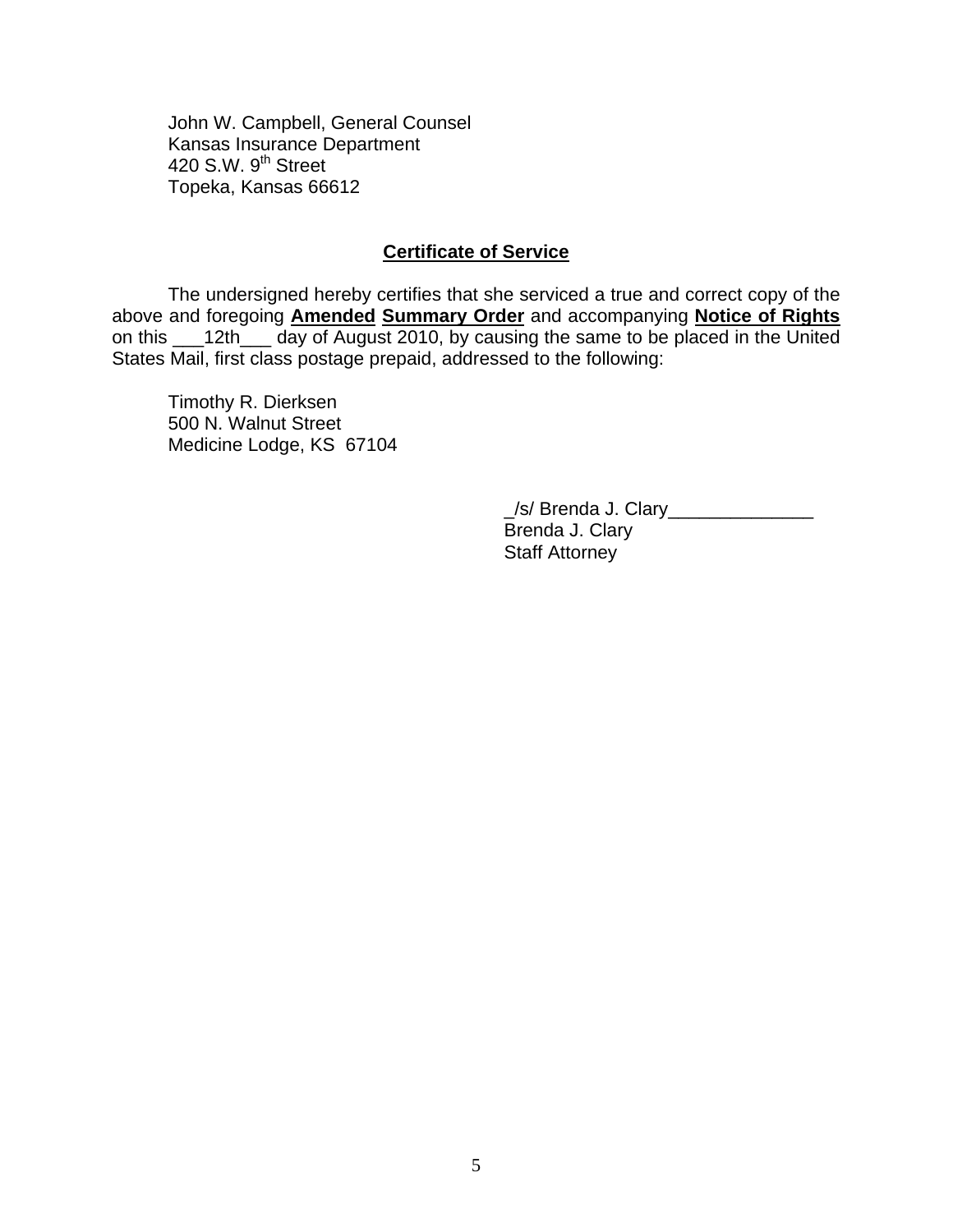John W. Campbell, General Counsel
Kansas Insurance Department
420 S.W. 9th Street
Topeka, Kansas 66612

**Certificate of Service**

The undersigned hereby certifies that she serviced a true and correct copy of the above and foregoing **Amended Summary Order** and accompanying **Notice of Rights** on this ___12th___ day of August 2010, by causing the same to be placed in the United States Mail, first class postage prepaid, addressed to the following:

Timothy R. Dierksen
500 N. Walnut Street
Medicine Lodge, KS 67104

_/s/ Brenda J. Clary______________
Brenda J. Clary
Staff Attorney